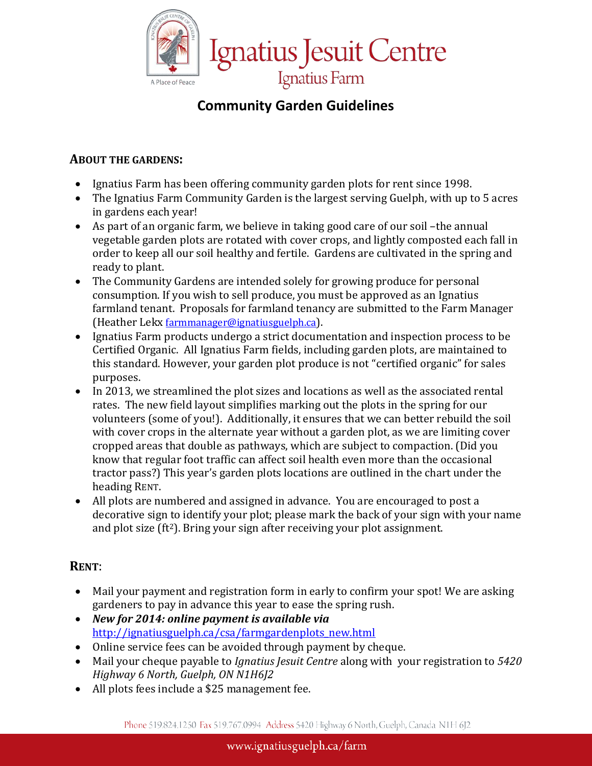# Ignatius Jesuit Centre

## Ignatius Farm

## Community Garden Guidelines

### ABOUT THE GARDENS:

- Ignatius Farm has been offering community garden plots for rent since 1998.
- The Ignatius Farm Community Garden is the largest serving Guelph, with up to 5 acres in gardens each year!
- As part of an organic farm, we believe in taking good care of our soil –the annual vegetable garden plots are rotated with cover crops, and lightly composted each fall in order to keep all our soil healthy and fertile. Gardens are cultivated in the spring and ready to plant.
- The Community Gardens are intended solely for growing produce for personal consumption. If you wish to sell produce, you must be approved as an Ignatius farmland tenant. Proposals for farmland tenancy are submitted to the Farm Manager (Heather Lekx farmmanager@ignatiusguelph.ca).
- Ignatius Farm products undergo a strict documentation and inspection process to be Certified Organic. All Ignatius Farm fields, including garden plots, are maintained to this standard. However, your garden plot produce is not "certified organic" for sales purposes.
- In 2013, we streamlined the plot sizes and locations as well as the associated rental rates. The new field layout simplifies marking out the plots in the spring for our volunteers (some of you!). Additionally, it ensures that we can better rebuild the soil with cover crops in the alternate year without a garden plot, as we are limiting cover cropped areas that double as pathways, which are subject to compaction. (Did you know that regular foot traffic can affect soil health even more than the occasional tractor pass?) This year's garden plots locations are outlined in the chart under the heading RENT.
- All plots are numbered and assigned in advance. You are encouraged to post a decorative sign to identify your plot; please mark the back of your sign with your name and plot size (ft$^2$). Bring your sign after receiving your plot assignment.

### RENT:

- Mail your payment and registration form in early to confirm your spot! We are asking gardeners to pay in advance this year to ease the spring rush.
- ***New for 2014: online payment is available via*** http://ignatiusguelph.ca/csa/farmgardenplots_new.html
- Online service fees can be avoided through payment by cheque.
- Mail your cheque payable to *Ignatius Jesuit Centre* along with your registration to *5420 Highway 6 North, Guelph, ON N1H6J2*
- All plots fees include a $25 management fee.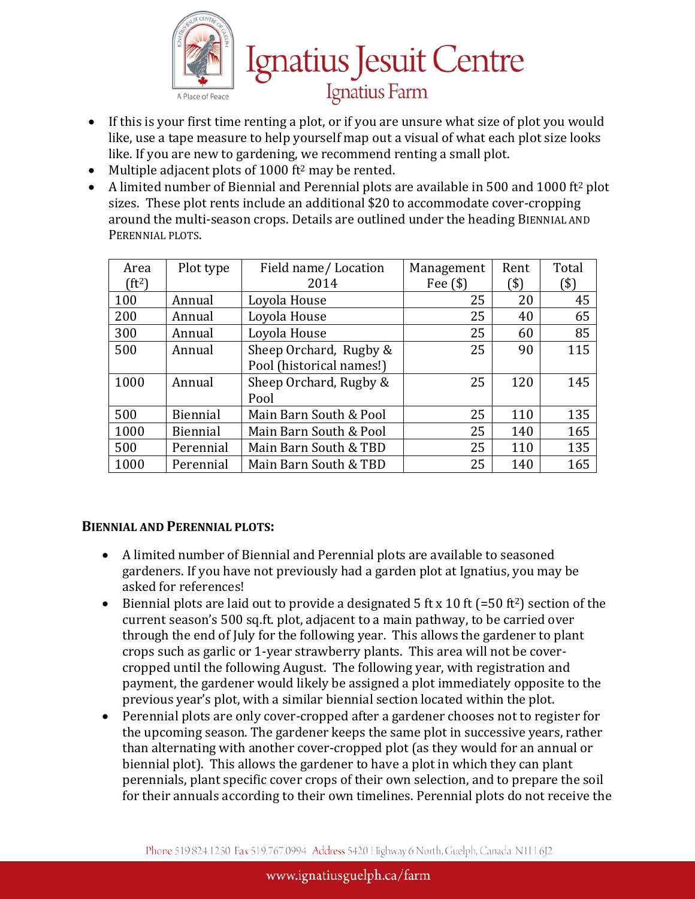- If this is your first time renting a plot, or if you are unsure what size of plot you would like, use a tape measure to help yourself map out a visual of what each plot size looks like. If you are new to gardening, we recommend renting a small plot.
- Multiple adjacent plots of 1000 ft$^2$ may be rented.
- A limited number of Biennial and Perennial plots are available in 500 and 1000 ft$^2$ plot sizes. These plot rents include an additional $20 to accommodate cover-cropping around the multi-season crops. Details are outlined under the heading BIENNIAL AND PERENNIAL PLOTS.

| Area (ft$^2$) | Plot type | Field name/ Location 2014 | Management Fee ($) | Rent ($) | Total ($) |
|---|---|---|---|---|---|
| 100 | Annual | Loyola House | 25 | 20 | 45 |
| 200 | Annual | Loyola House | 25 | 40 | 65 |
| 300 | Annual | Loyola House | 25 | 60 | 85 |
| 500 | Annual | Sheep Orchard, Rugby & Pool (historical names!) | 25 | 90 | 115 |
| 1000 | Annual | Sheep Orchard, Rugby & Pool | 25 | 120 | 145 |
| 500 | Biennial | Main Barn South & Pool | 25 | 110 | 135 |
| 1000 | Biennial | Main Barn South & Pool | 25 | 140 | 165 |
| 500 | Perennial | Main Barn South & TBD | 25 | 110 | 135 |
| 1000 | Perennial | Main Barn South & TBD | 25 | 140 | 165 |

**BIENNIAL AND PERENNIAL PLOTS:**

- A limited number of Biennial and Perennial plots are available to seasoned gardeners. If you have not previously had a garden plot at Ignatius, you may be asked for references!
- Biennial plots are laid out to provide a designated 5 ft x 10 ft (=50 ft$^2$) section of the current season's 500 sq.ft. plot, adjacent to a main pathway, to be carried over through the end of July for the following year. This allows the gardener to plant crops such as garlic or 1-year strawberry plants. This area will not be cover-cropped until the following August. The following year, with registration and payment, the gardener would likely be assigned a plot immediately opposite to the previous year's plot, with a similar biennial section located within the plot.
- Perennial plots are only cover-cropped after a gardener chooses not to register for the upcoming season. The gardener keeps the same plot in successive years, rather than alternating with another cover-cropped plot (as they would for an annual or biennial plot). This allows the gardener to have a plot in which they can plant perennials, plant specific cover crops of their own selection, and to prepare the soil for their annuals according to their own timelines. Perennial plots do not receive the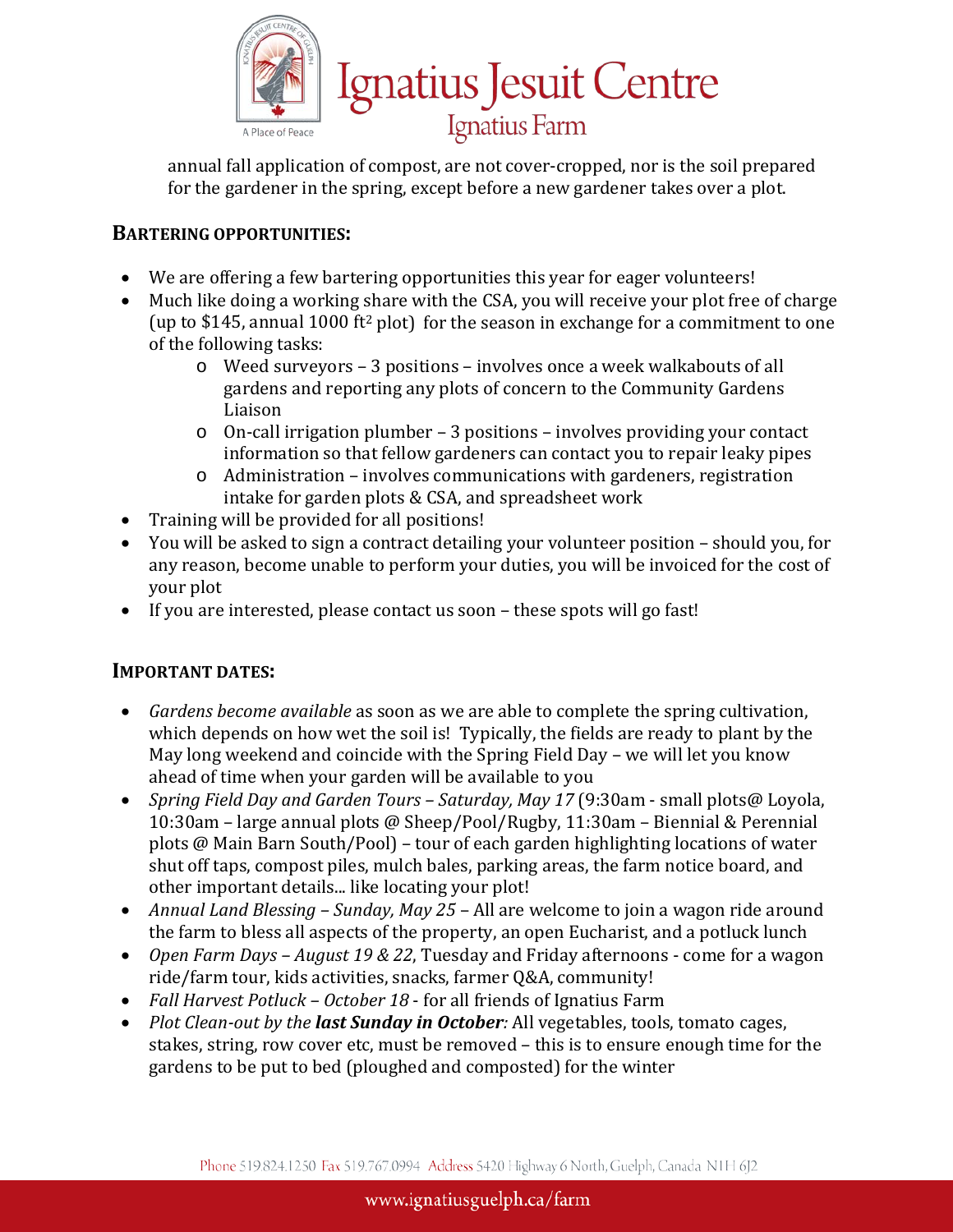annual fall application of compost, are not cover-cropped, nor is the soil prepared for the gardener in the spring, except before a new gardener takes over a plot.

## BARTERING OPPORTUNITIES:

- We are offering a few bartering opportunities this year for eager volunteers!
- Much like doing a working share with the CSA, you will receive your plot free of charge (up to $145, annual 1000 $ft^2$ plot) for the season in exchange for a commitment to one of the following tasks:
  - Weed surveyors – 3 positions – involves once a week walkabouts of all gardens and reporting any plots of concern to the Community Gardens Liaison
  - On-call irrigation plumber – 3 positions – involves providing your contact information so that fellow gardeners can contact you to repair leaky pipes
  - Administration – involves communications with gardeners, registration intake for garden plots & CSA, and spreadsheet work
- Training will be provided for all positions!
- You will be asked to sign a contract detailing your volunteer position – should you, for any reason, become unable to perform your duties, you will be invoiced for the cost of your plot
- If you are interested, please contact us soon – these spots will go fast!

## IMPORTANT DATES:

- *Gardens become available* as soon as we are able to complete the spring cultivation, which depends on how wet the soil is! Typically, the fields are ready to plant by the May long weekend and coincide with the Spring Field Day – we will let you know ahead of time when your garden will be available to you
- *Spring Field Day and Garden Tours – Saturday, May 17* (9:30am - small plots@ Loyola, 10:30am – large annual plots @ Sheep/Pool/Rugby, 11:30am – Biennial & Perennial plots @ Main Barn South/Pool) – tour of each garden highlighting locations of water shut off taps, compost piles, mulch bales, parking areas, the farm notice board, and other important details... like locating your plot!
- *Annual Land Blessing – Sunday, May 25* – All are welcome to join a wagon ride around the farm to bless all aspects of the property, an open Eucharist, and a potluck lunch
- *Open Farm Days – August 19 & 22*, Tuesday and Friday afternoons - come for a wagon ride/farm tour, kids activities, snacks, farmer Q&A, community!
- *Fall Harvest Potluck – October 18* - for all friends of Ignatius Farm
- *Plot Clean-out by the* ***last Sunday in October****:* All vegetables, tools, tomato cages, stakes, string, row cover etc, must be removed – this is to ensure enough time for the gardens to be put to bed (ploughed and composted) for the winter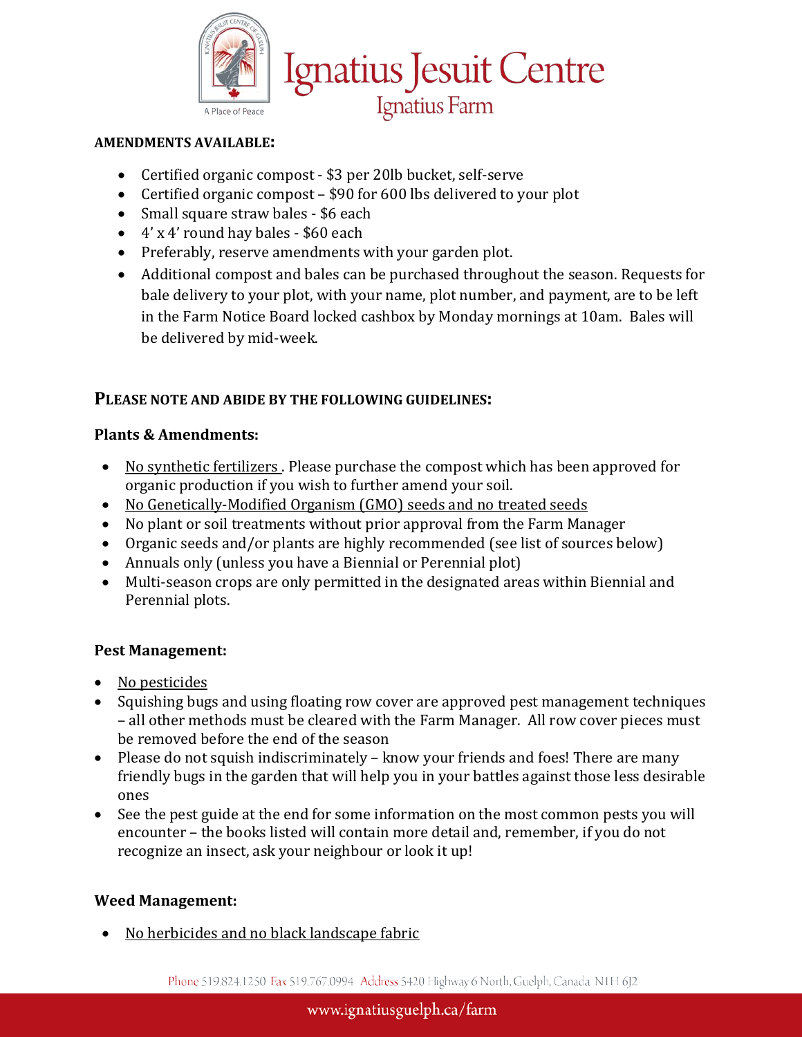**AMENDMENTS AVAILABLE:**

- Certified organic compost - $3 per 20lb bucket, self-serve
- Certified organic compost – $90 for 600 lbs delivered to your plot
- Small square straw bales - $6 each
- 4' x 4' round hay bales - $60 each
- Preferably, reserve amendments with your garden plot.
- Additional compost and bales can be purchased throughout the season. Requests for bale delivery to your plot, with your name, plot number, and payment, are to be left in the Farm Notice Board locked cashbox by Monday mornings at 10am. Bales will be delivered by mid-week.

## PLEASE NOTE AND ABIDE BY THE FOLLOWING GUIDELINES:

### Plants & Amendments:

- <u>No synthetic fertilizers</u> . Please purchase the compost which has been approved for organic production if you wish to further amend your soil.
- <u>No Genetically-Modified Organism (GMO) seeds and no treated seeds</u>
- No plant or soil treatments without prior approval from the Farm Manager
- Organic seeds and/or plants are highly recommended (see list of sources below)
- Annuals only (unless you have a Biennial or Perennial plot)
- Multi-season crops are only permitted in the designated areas within Biennial and Perennial plots.

### Pest Management:

- <u>No pesticides</u>
- Squishing bugs and using floating row cover are approved pest management techniques – all other methods must be cleared with the Farm Manager. All row cover pieces must be removed before the end of the season
- Please do not squish indiscriminately – know your friends and foes! There are many friendly bugs in the garden that will help you in your battles against those less desirable ones
- See the pest guide at the end for some information on the most common pests you will encounter – the books listed will contain more detail and, remember, if you do not recognize an insect, ask your neighbour or look it up!

### Weed Management:

- <u>No herbicides and no black landscape fabric</u>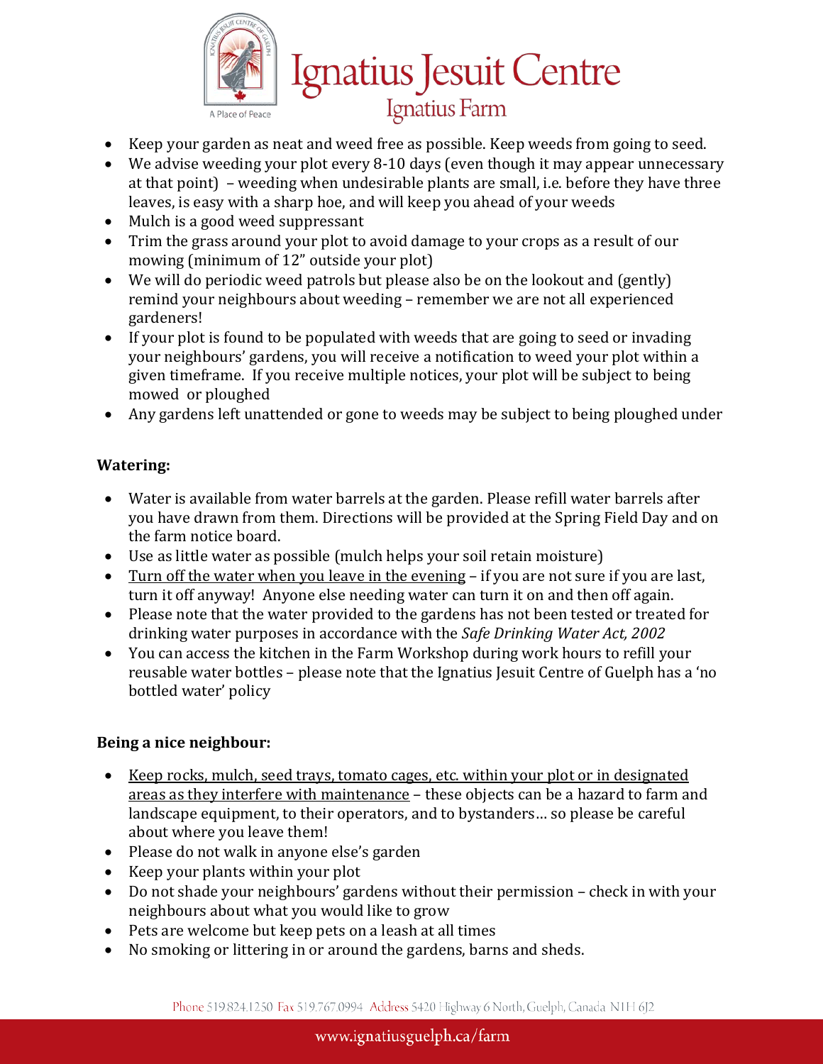- Keep your garden as neat and weed free as possible. Keep weeds from going to seed.
- We advise weeding your plot every 8-10 days (even though it may appear unnecessary at that point) – weeding when undesirable plants are small, i.e. before they have three leaves, is easy with a sharp hoe, and will keep you ahead of your weeds
- Mulch is a good weed suppressant
- Trim the grass around your plot to avoid damage to your crops as a result of our mowing (minimum of 12" outside your plot)
- We will do periodic weed patrols but please also be on the lookout and (gently) remind your neighbours about weeding – remember we are not all experienced gardeners!
- If your plot is found to be populated with weeds that are going to seed or invading your neighbours' gardens, you will receive a notification to weed your plot within a given timeframe. If you receive multiple notices, your plot will be subject to being mowed or ploughed
- Any gardens left unattended or gone to weeds may be subject to being ploughed under

**Watering:**

- Water is available from water barrels at the garden. Please refill water barrels after you have drawn from them. Directions will be provided at the Spring Field Day and on the farm notice board.
- Use as little water as possible (mulch helps your soil retain moisture)
- <u>Turn off the water when you leave in the evening</u> – if you are not sure if you are last, turn it off anyway! Anyone else needing water can turn it on and then off again.
- Please note that the water provided to the gardens has not been tested or treated for drinking water purposes in accordance with the *Safe Drinking Water Act, 2002*
- You can access the kitchen in the Farm Workshop during work hours to refill your reusable water bottles – please note that the Ignatius Jesuit Centre of Guelph has a 'no bottled water' policy

**Being a nice neighbour:**

- <u>Keep rocks, mulch, seed trays, tomato cages, etc. within your plot or in designated areas as they interfere with maintenance</u> – these objects can be a hazard to farm and landscape equipment, to their operators, and to bystanders… so please be careful about where you leave them!
- Please do not walk in anyone else's garden
- Keep your plants within your plot
- Do not shade your neighbours' gardens without their permission – check in with your neighbours about what you would like to grow
- Pets are welcome but keep pets on a leash at all times
- No smoking or littering in or around the gardens, barns and sheds.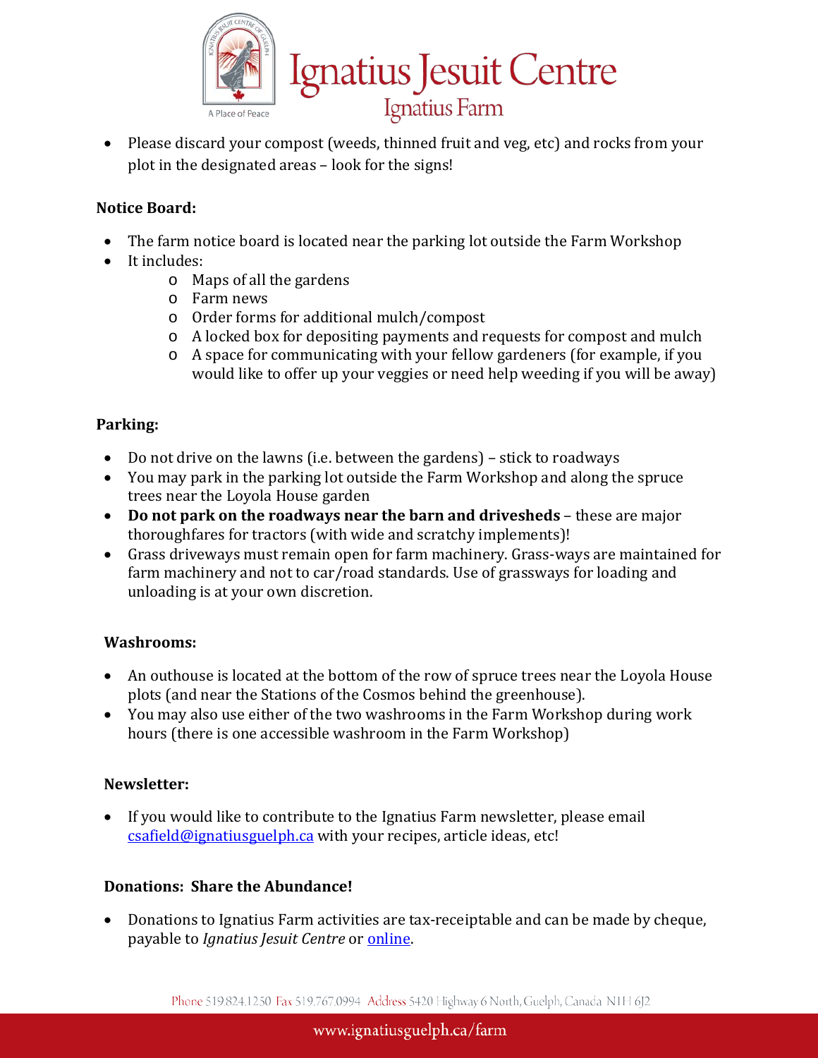- Please discard your compost (weeds, thinned fruit and veg, etc) and rocks from your plot in the designated areas – look for the signs!

**Notice Board:**

- The farm notice board is located near the parking lot outside the Farm Workshop
- It includes:
  - Maps of all the gardens
  - Farm news
  - Order forms for additional mulch/compost
  - A locked box for depositing payments and requests for compost and mulch
  - A space for communicating with your fellow gardeners (for example, if you would like to offer up your veggies or need help weeding if you will be away)

**Parking:**

- Do not drive on the lawns (i.e. between the gardens) – stick to roadways
- You may park in the parking lot outside the Farm Workshop and along the spruce trees near the Loyola House garden
- **Do not park on the roadways near the barn and drivesheds** – these are major thoroughfares for tractors (with wide and scratchy implements)!
- Grass driveways must remain open for farm machinery. Grass-ways are maintained for farm machinery and not to car/road standards. Use of grassways for loading and unloading is at your own discretion.

**Washrooms:**

- An outhouse is located at the bottom of the row of spruce trees near the Loyola House plots (and near the Stations of the Cosmos behind the greenhouse).
- You may also use either of the two washrooms in the Farm Workshop during work hours (there is one accessible washroom in the Farm Workshop)

**Newsletter:**

- If you would like to contribute to the Ignatius Farm newsletter, please email csafield@ignatiusguelph.ca with your recipes, article ideas, etc!

**Donations: Share the Abundance!**

- Donations to Ignatius Farm activities are tax-receiptable and can be made by cheque, payable to *Ignatius Jesuit Centre* or online.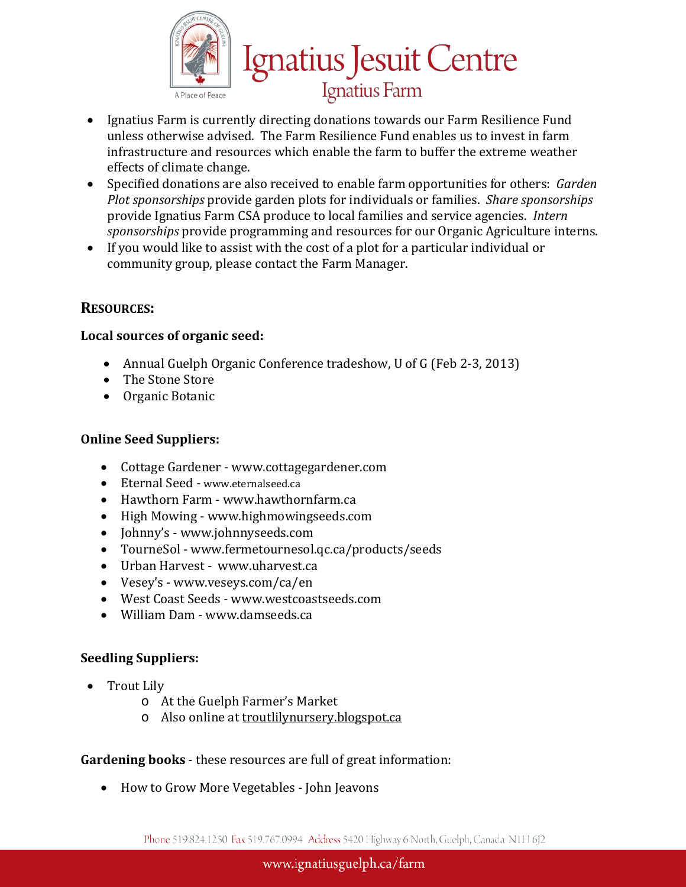- Ignatius Farm is currently directing donations towards our Farm Resilience Fund unless otherwise advised. The Farm Resilience Fund enables us to invest in farm infrastructure and resources which enable the farm to buffer the extreme weather effects of climate change.
- Specified donations are also received to enable farm opportunities for others: *Garden Plot sponsorships* provide garden plots for individuals or families. *Share sponsorships* provide Ignatius Farm CSA produce to local families and service agencies. *Intern sponsorships* provide programming and resources for our Organic Agriculture interns.
- If you would like to assist with the cost of a plot for a particular individual or community group, please contact the Farm Manager.

## RESOURCES:

**Local sources of organic seed:**

- Annual Guelph Organic Conference tradeshow, U of G (Feb 2-3, 2013)
- The Stone Store
- Organic Botanic

**Online Seed Suppliers:**

- Cottage Gardener - www.cottagegardener.com
- Eternal Seed - www.eternalseed.ca
- Hawthorn Farm - www.hawthornfarm.ca
- High Mowing - www.highmowingseeds.com
- Johnny's - www.johnnyseeds.com
- TourneSol - www.fermetournesol.qc.ca/products/seeds
- Urban Harvest - www.uharvest.ca
- Vesey's - www.veseys.com/ca/en
- West Coast Seeds - www.westcoastseeds.com
- William Dam - www.damseeds.ca

**Seedling Suppliers:**

- Trout Lily
  - At the Guelph Farmer's Market
  - Also online at troutlilynursery.blogspot.ca

**Gardening books** - these resources are full of great information:

- How to Grow More Vegetables - John Jeavons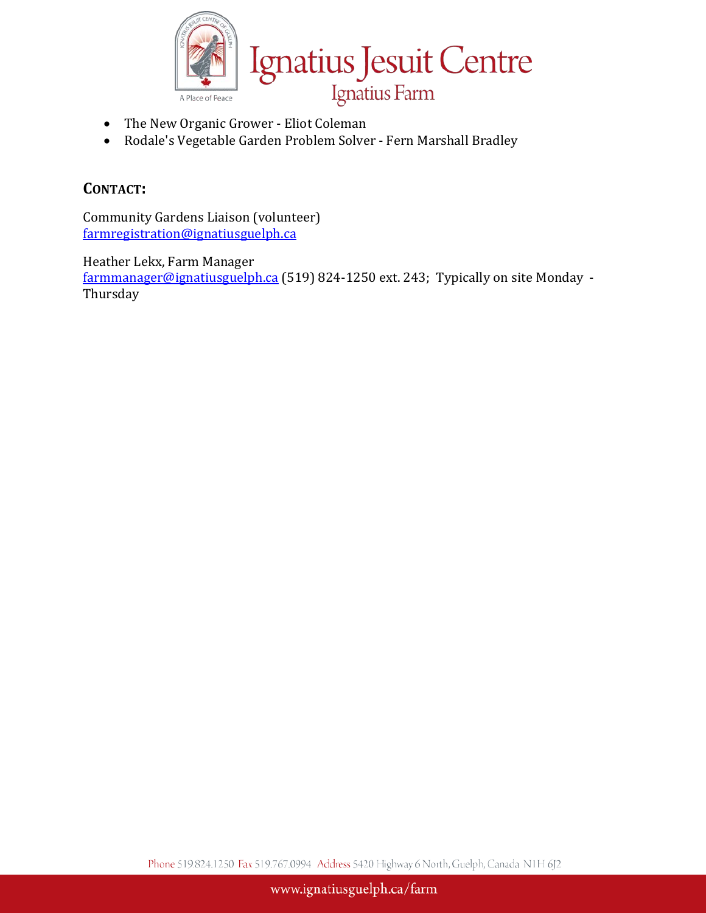- The New Organic Grower - Eliot Coleman
- Rodale's Vegetable Garden Problem Solver - Fern Marshall Bradley

## CONTACT:

Community Gardens Liaison (volunteer)
farmregistration@ignatiusguelph.ca

Heather Lekx, Farm Manager
farmmanager@ignatiusguelph.ca (519) 824-1250 ext. 243; Typically on site Monday - Thursday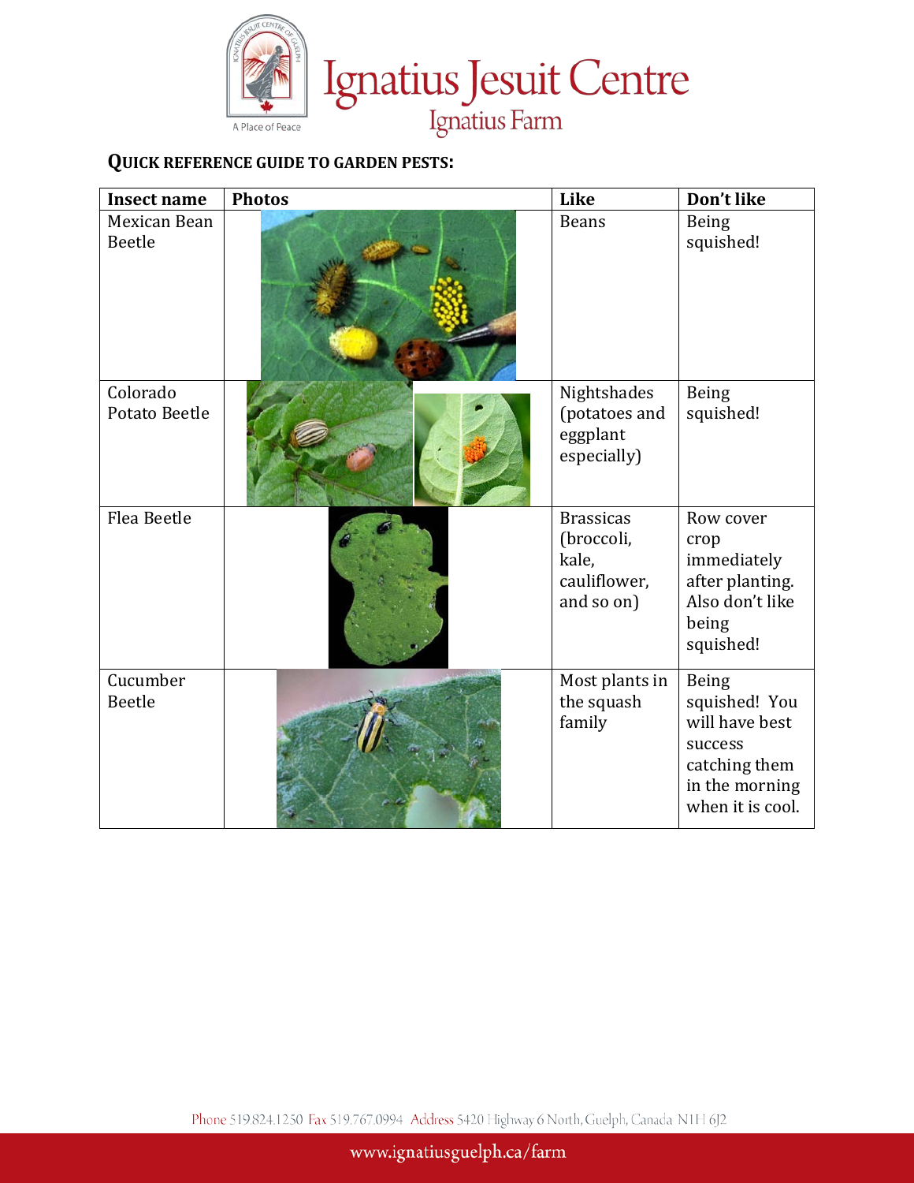# Ignatius Jesuit Centre

## Ignatius Farm

A Place of Peace

**QUICK REFERENCE GUIDE TO GARDEN PESTS:**

| Insect name | Photos | Like | Don't like |
|---|---|---|---|
| Mexican Bean Beetle | | Beans | Being squished! |
| Colorado Potato Beetle | | Nightshades (potatoes and eggplant especially) | Being squished! |
| Flea Beetle | | Brassicas (broccoli, kale, cauliflower, and so on) | Row cover crop immediately after planting. Also don't like being squished! |
| Cucumber Beetle | | Most plants in the squash family | Being squished! You will have best success catching them in the morning when it is cool. |

Phone 519.824.1250 Fax 519.767.0994 Address 5420 Highway 6 North, Guelph, Canada N1H 6J2

www.ignatiusguelph.ca/farm